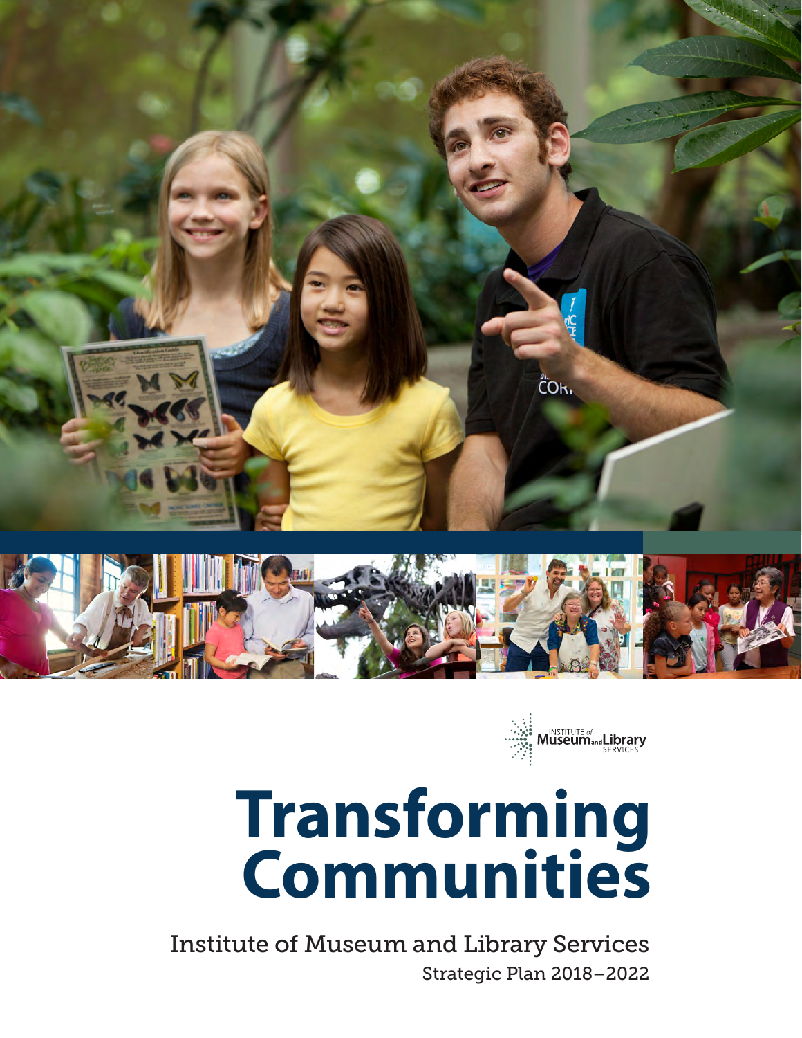INSTITUTE of Museum and Library SERVICES

# Transforming Communities

Institute of Museum and Library Services

Strategic Plan 2018–2022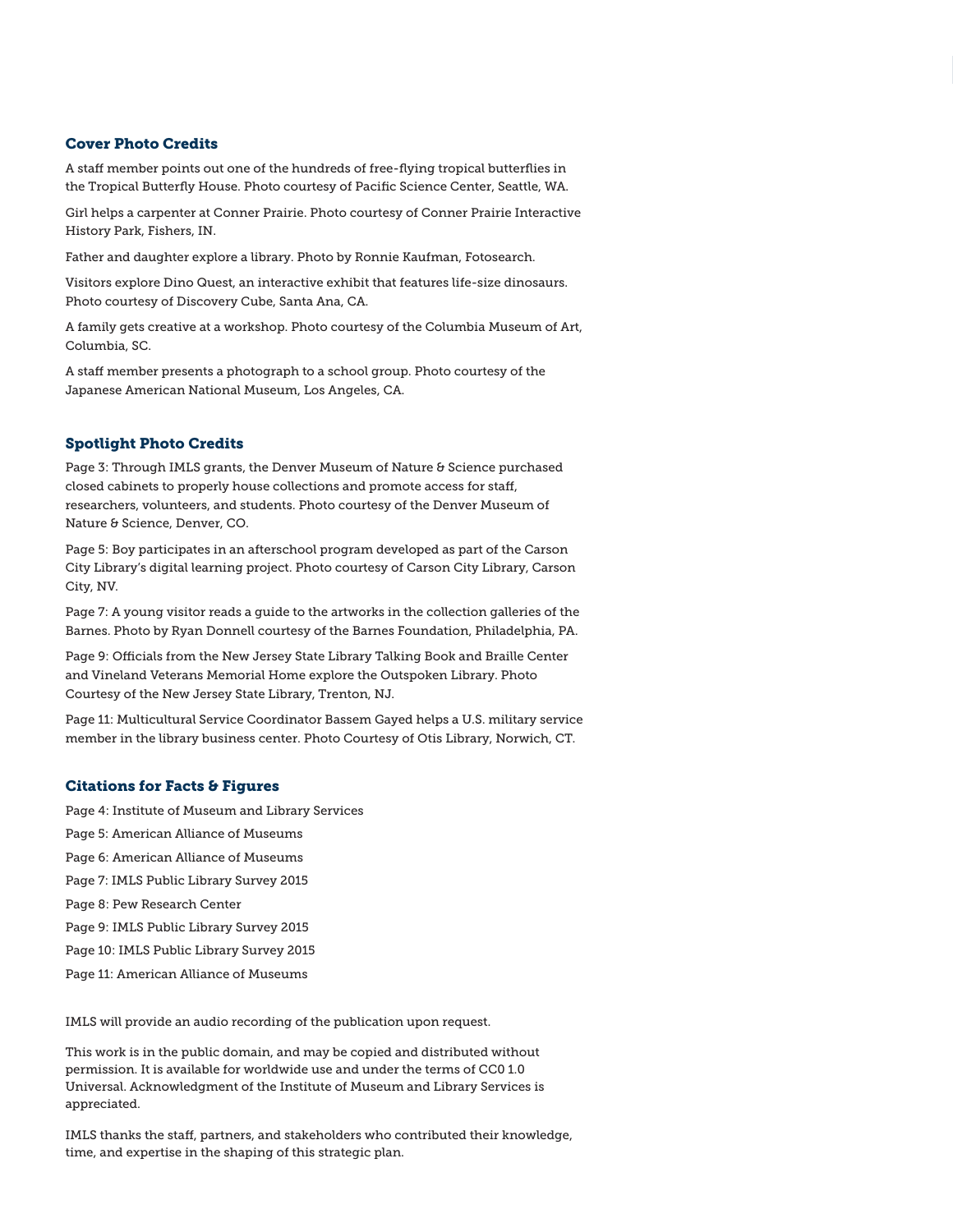## Cover Photo Credits

A staff member points out one of the hundreds of free-flying tropical butterflies in the Tropical Butterfly House. Photo courtesy of Pacific Science Center, Seattle, WA.

Girl helps a carpenter at Conner Prairie. Photo courtesy of Conner Prairie Interactive History Park, Fishers, IN.

Father and daughter explore a library. Photo by Ronnie Kaufman, Fotosearch.

Visitors explore Dino Quest, an interactive exhibit that features life-size dinosaurs. Photo courtesy of Discovery Cube, Santa Ana, CA.

A family gets creative at a workshop. Photo courtesy of the Columbia Museum of Art, Columbia, SC.

A staff member presents a photograph to a school group. Photo courtesy of the Japanese American National Museum, Los Angeles, CA.

## Spotlight Photo Credits

Page 3: Through IMLS grants, the Denver Museum of Nature & Science purchased closed cabinets to properly house collections and promote access for staff, researchers, volunteers, and students. Photo courtesy of the Denver Museum of Nature & Science, Denver, CO.

Page 5: Boy participates in an afterschool program developed as part of the Carson City Library's digital learning project. Photo courtesy of Carson City Library, Carson City, NV.

Page 7: A young visitor reads a guide to the artworks in the collection galleries of the Barnes. Photo by Ryan Donnell courtesy of the Barnes Foundation, Philadelphia, PA.

Page 9: Officials from the New Jersey State Library Talking Book and Braille Center and Vineland Veterans Memorial Home explore the Outspoken Library. Photo Courtesy of the New Jersey State Library, Trenton, NJ.

Page 11: Multicultural Service Coordinator Bassem Gayed helps a U.S. military service member in the library business center. Photo Courtesy of Otis Library, Norwich, CT.

## Citations for Facts & Figures

Page 4: Institute of Museum and Library Services

Page 5: American Alliance of Museums

Page 6: American Alliance of Museums

Page 7: IMLS Public Library Survey 2015

Page 8: Pew Research Center

Page 9: IMLS Public Library Survey 2015

Page 10: IMLS Public Library Survey 2015

Page 11: American Alliance of Museums

IMLS will provide an audio recording of the publication upon request.

This work is in the public domain, and may be copied and distributed without permission. It is available for worldwide use and under the terms of CC0 1.0 Universal. Acknowledgment of the Institute of Museum and Library Services is appreciated.

IMLS thanks the staff, partners, and stakeholders who contributed their knowledge, time, and expertise in the shaping of this strategic plan.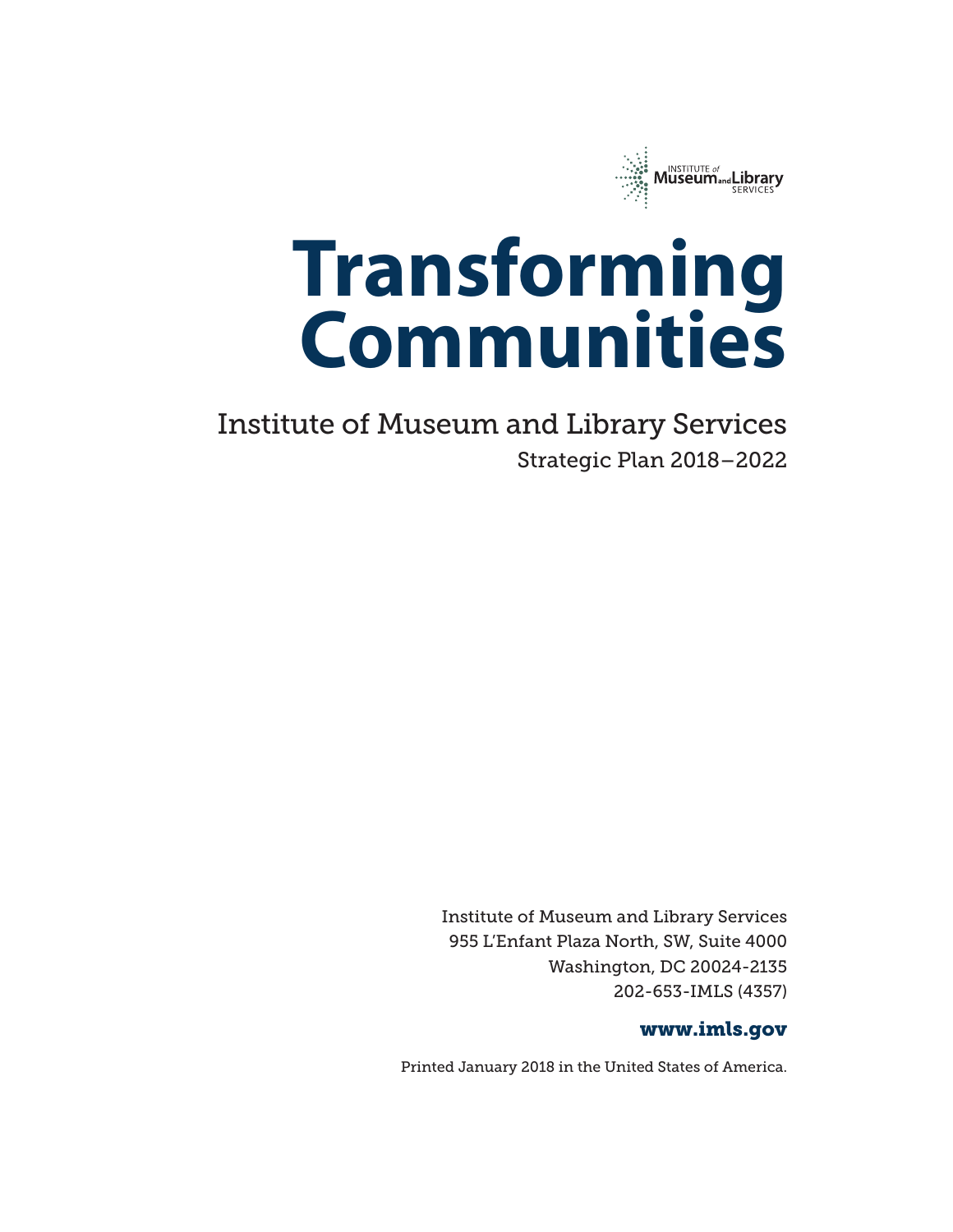INSTITUTE *of* Museum and Library SERVICES

# Transforming Communities

## Institute of Museum and Library Services

Strategic Plan 2018–2022

Institute of Museum and Library Services
955 L'Enfant Plaza North, SW, Suite 4000
Washington, DC 20024-2135
202-653-IMLS (4357)

**www.imls.gov**

Printed January 2018 in the United States of America.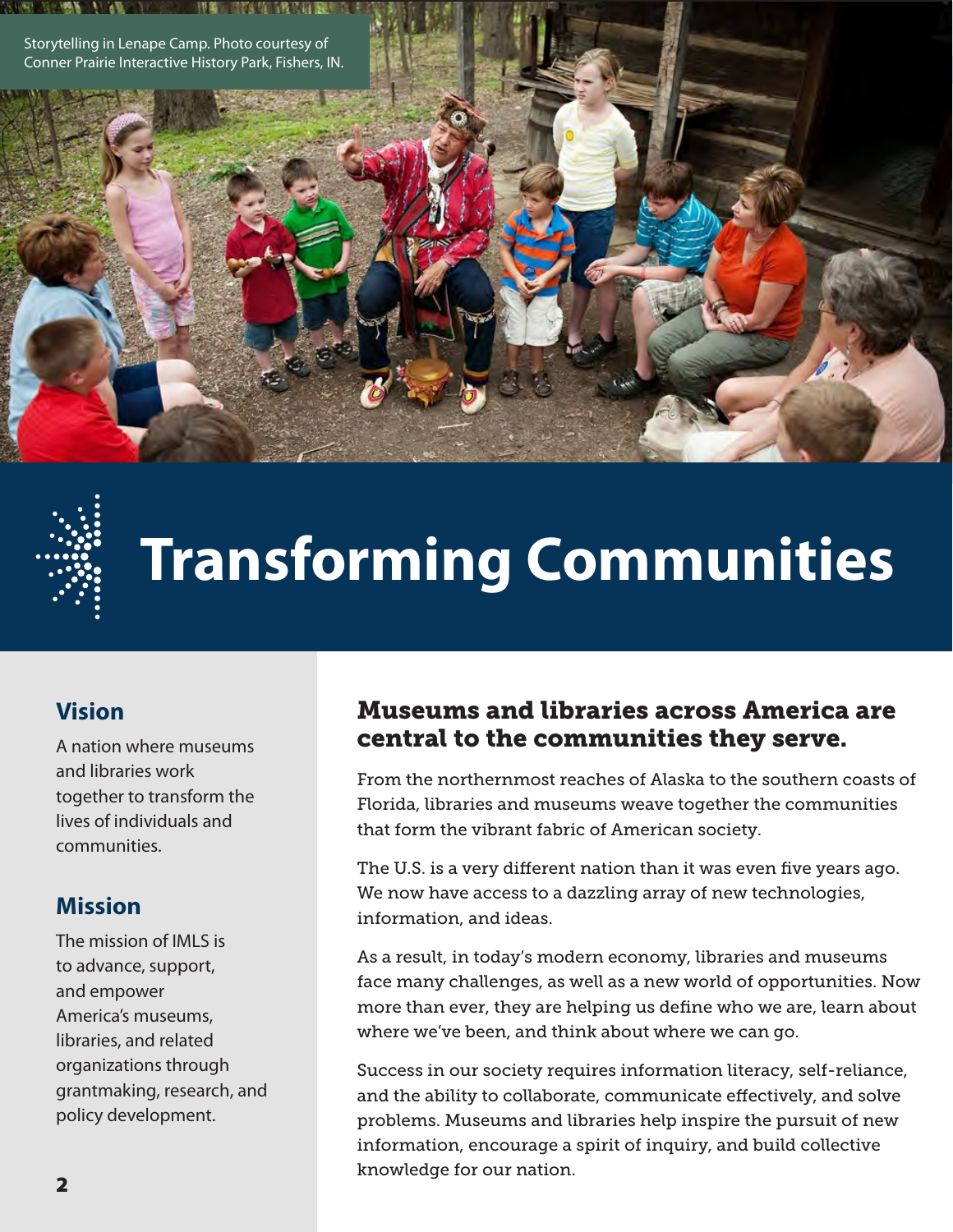Storytelling in Lenape Camp. Photo courtesy of Conner Prairie Interactive History Park, Fishers, IN.

# Transforming Communities

## Vision

A nation where museums and libraries work together to transform the lives of individuals and communities.

## Mission

The mission of IMLS is to advance, support, and empower America's museums, libraries, and related organizations through grantmaking, research, and policy development.

## Museums and libraries across America are central to the communities they serve.

From the northernmost reaches of Alaska to the southern coasts of Florida, libraries and museums weave together the communities that form the vibrant fabric of American society.

The U.S. is a very different nation than it was even five years ago. We now have access to a dazzling array of new technologies, information, and ideas.

As a result, in today's modern economy, libraries and museums face many challenges, as well as a new world of opportunities. Now more than ever, they are helping us define who we are, learn about where we've been, and think about where we can go.

Success in our society requires information literacy, self-reliance, and the ability to collaborate, communicate effectively, and solve problems. Museums and libraries help inspire the pursuit of new information, encourage a spirit of inquiry, and build collective knowledge for our nation.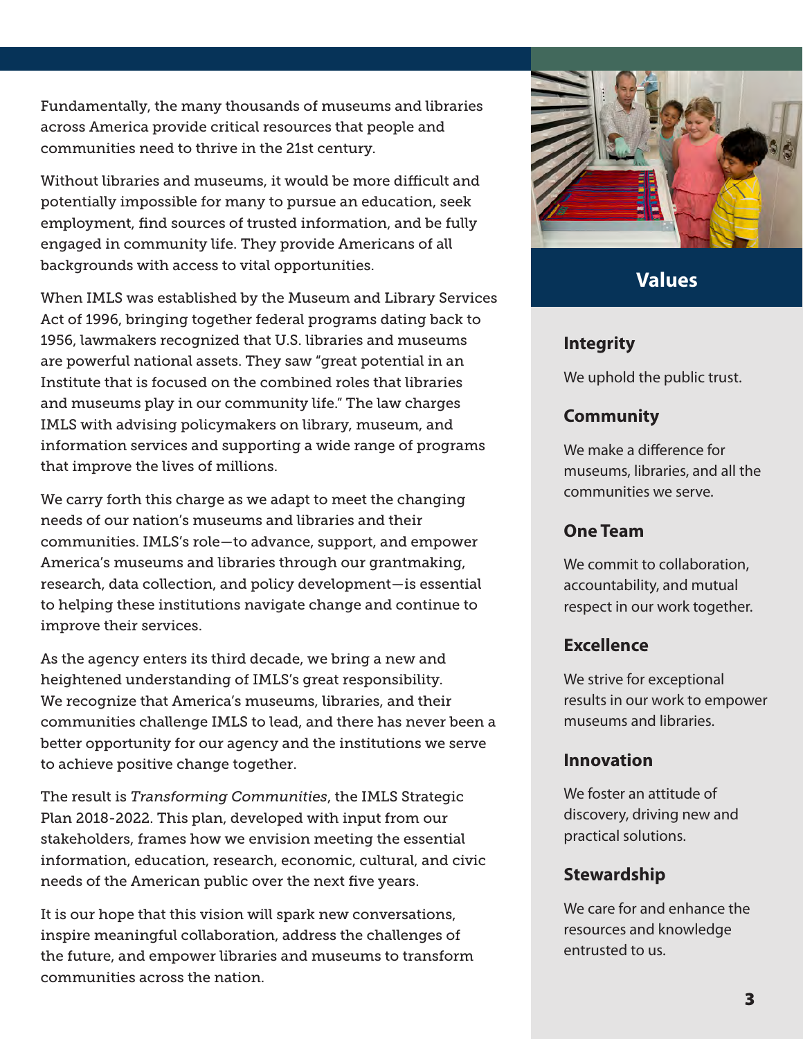Fundamentally, the many thousands of museums and libraries across America provide critical resources that people and communities need to thrive in the 21st century.

Without libraries and museums, it would be more difficult and potentially impossible for many to pursue an education, seek employment, find sources of trusted information, and be fully engaged in community life. They provide Americans of all backgrounds with access to vital opportunities.

When IMLS was established by the Museum and Library Services Act of 1996, bringing together federal programs dating back to 1956, lawmakers recognized that U.S. libraries and museums are powerful national assets. They saw "great potential in an Institute that is focused on the combined roles that libraries and museums play in our community life." The law charges IMLS with advising policymakers on library, museum, and information services and supporting a wide range of programs that improve the lives of millions.

We carry forth this charge as we adapt to meet the changing needs of our nation's museums and libraries and their communities. IMLS's role—to advance, support, and empower America's museums and libraries through our grantmaking, research, data collection, and policy development—is essential to helping these institutions navigate change and continue to improve their services.

As the agency enters its third decade, we bring a new and heightened understanding of IMLS's great responsibility. We recognize that America's museums, libraries, and their communities challenge IMLS to lead, and there has never been a better opportunity for our agency and the institutions we serve to achieve positive change together.

The result is *Transforming Communities*, the IMLS Strategic Plan 2018-2022. This plan, developed with input from our stakeholders, frames how we envision meeting the essential information, education, research, economic, cultural, and civic needs of the American public over the next five years.

It is our hope that this vision will spark new conversations, inspire meaningful collaboration, address the challenges of the future, and empower libraries and museums to transform communities across the nation.

## Values

### Integrity

We uphold the public trust.

### Community

We make a difference for museums, libraries, and all the communities we serve.

### One Team

We commit to collaboration, accountability, and mutual respect in our work together.

### Excellence

We strive for exceptional results in our work to empower museums and libraries.

### Innovation

We foster an attitude of discovery, driving new and practical solutions.

### Stewardship

We care for and enhance the resources and knowledge entrusted to us.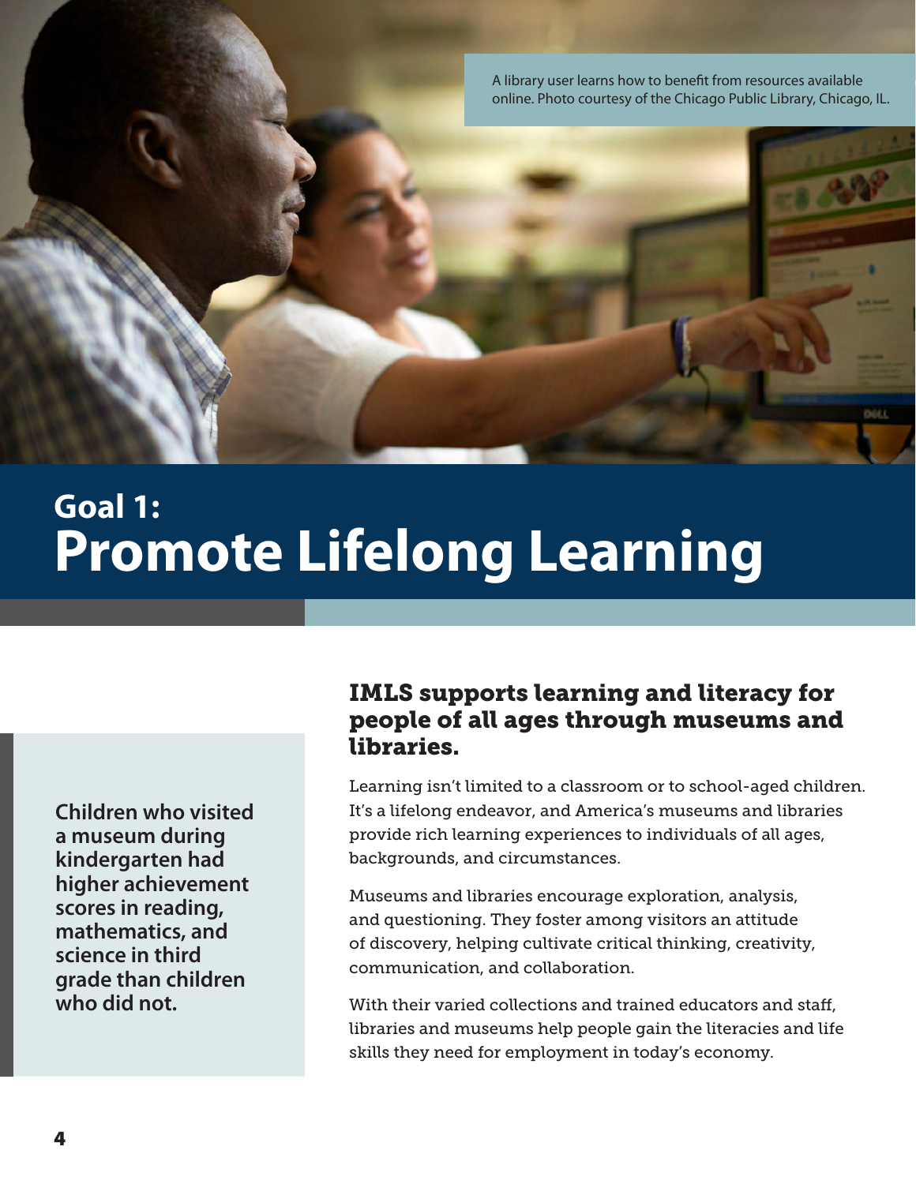A library user learns how to benefit from resources available online. Photo courtesy of the Chicago Public Library, Chicago, IL.

# Goal 1: Promote Lifelong Learning

**Children who visited a museum during kindergarten had higher achievement scores in reading, mathematics, and science in third grade than children who did not.**

## IMLS supports learning and literacy for people of all ages through museums and libraries.

Learning isn't limited to a classroom or to school-aged children. It's a lifelong endeavor, and America's museums and libraries provide rich learning experiences to individuals of all ages, backgrounds, and circumstances.

Museums and libraries encourage exploration, analysis, and questioning. They foster among visitors an attitude of discovery, helping cultivate critical thinking, creativity, communication, and collaboration.

With their varied collections and trained educators and staff, libraries and museums help people gain the literacies and life skills they need for employment in today's economy.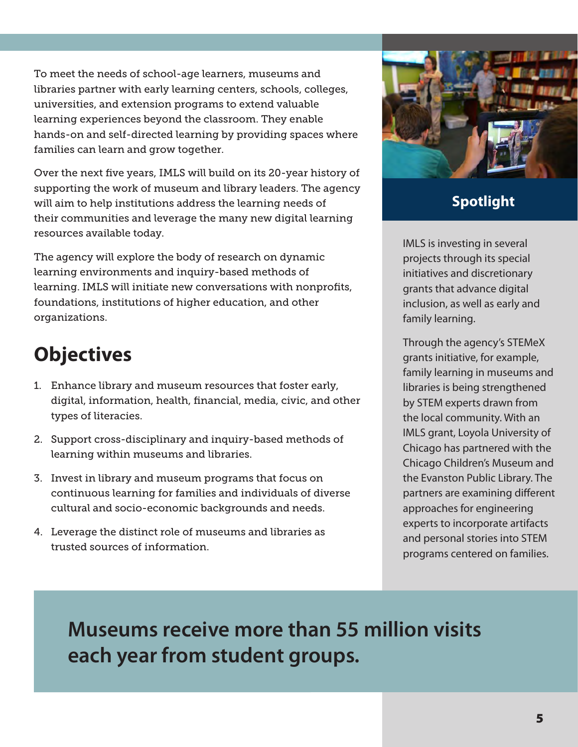To meet the needs of school-age learners, museums and libraries partner with early learning centers, schools, colleges, universities, and extension programs to extend valuable learning experiences beyond the classroom. They enable hands-on and self-directed learning by providing spaces where families can learn and grow together.

Over the next five years, IMLS will build on its 20-year history of supporting the work of museum and library leaders. The agency will aim to help institutions address the learning needs of their communities and leverage the many new digital learning resources available today.

The agency will explore the body of research on dynamic learning environments and inquiry-based methods of learning. IMLS will initiate new conversations with nonprofits, foundations, institutions of higher education, and other organizations.

## Objectives

1. Enhance library and museum resources that foster early, digital, information, health, financial, media, civic, and other types of literacies.
2. Support cross-disciplinary and inquiry-based methods of learning within museums and libraries.
3. Invest in library and museum programs that focus on continuous learning for families and individuals of diverse cultural and socio-economic backgrounds and needs.
4. Leverage the distinct role of museums and libraries as trusted sources of information.

### Spotlight

IMLS is investing in several projects through its special initiatives and discretionary grants that advance digital inclusion, as well as early and family learning.

Through the agency's STEMeX grants initiative, for example, family learning in museums and libraries is being strengthened by STEM experts drawn from the local community. With an IMLS grant, Loyola University of Chicago has partnered with the Chicago Children's Museum and the Evanston Public Library. The partners are examining different approaches for engineering experts to incorporate artifacts and personal stories into STEM programs centered on families.

**Museums receive more than 55 million visits each year from student groups.**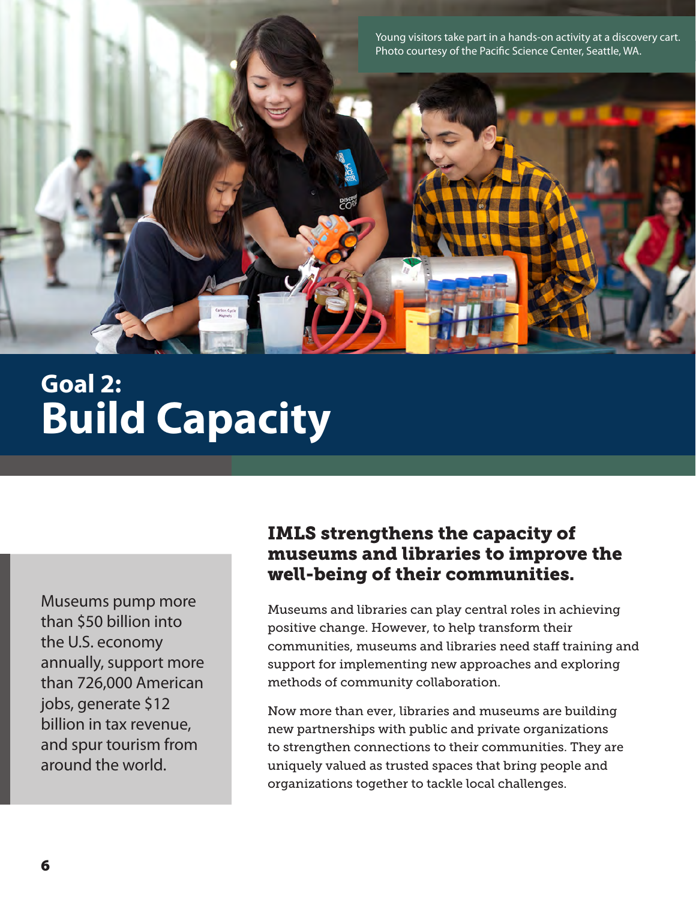Young visitors take part in a hands-on activity at a discovery cart. Photo courtesy of the Pacific Science Center, Seattle, WA.

# Goal 2: Build Capacity

Museums pump more than $50 billion into the U.S. economy annually, support more than 726,000 American jobs, generate $12 billion in tax revenue, and spur tourism from around the world.

## IMLS strengthens the capacity of museums and libraries to improve the well-being of their communities.

Museums and libraries can play central roles in achieving positive change. However, to help transform their communities, museums and libraries need staff training and support for implementing new approaches and exploring methods of community collaboration.

Now more than ever, libraries and museums are building new partnerships with public and private organizations to strengthen connections to their communities. They are uniquely valued as trusted spaces that bring people and organizations together to tackle local challenges.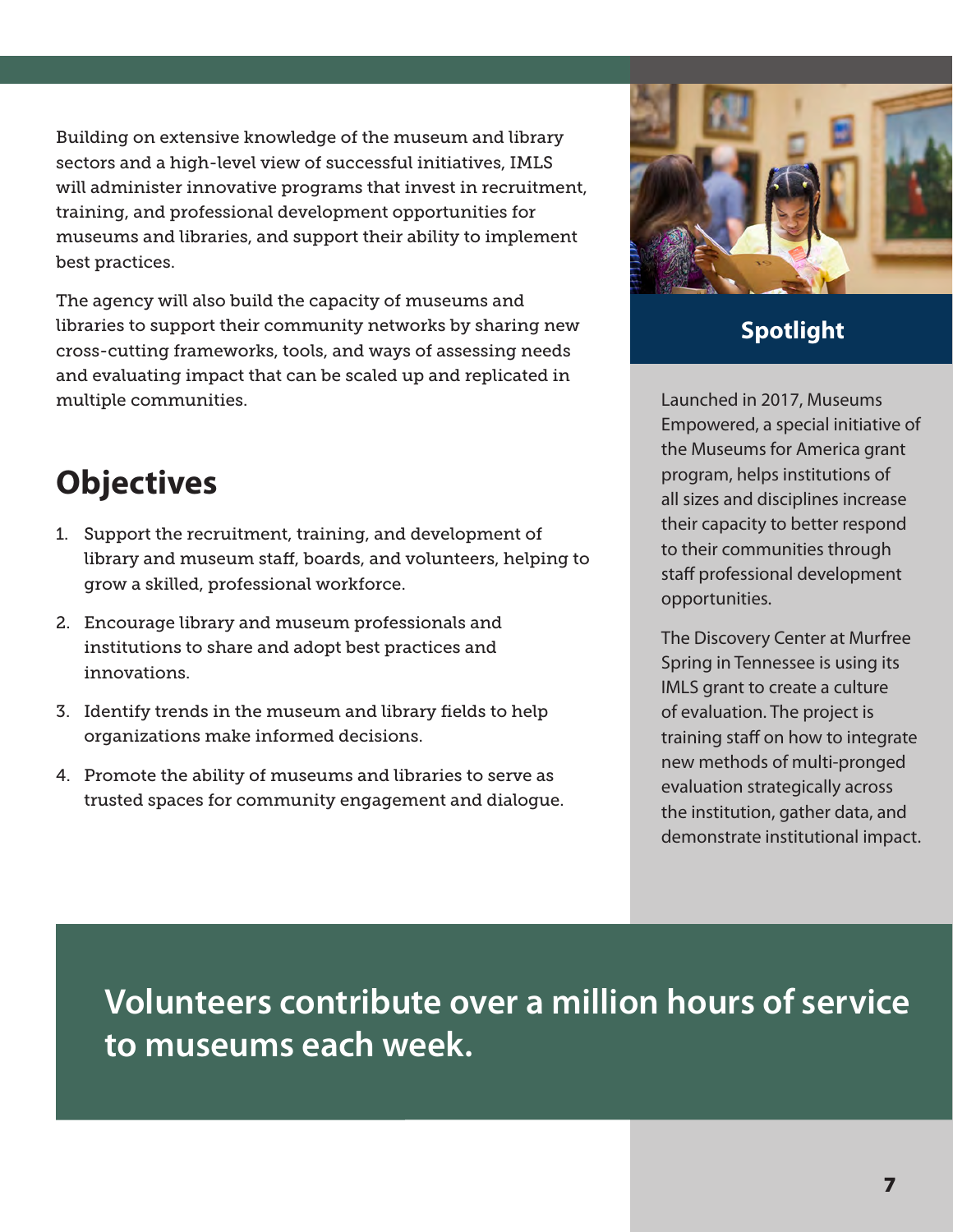Building on extensive knowledge of the museum and library sectors and a high-level view of successful initiatives, IMLS will administer innovative programs that invest in recruitment, training, and professional development opportunities for museums and libraries, and support their ability to implement best practices.

The agency will also build the capacity of museums and libraries to support their community networks by sharing new cross-cutting frameworks, tools, and ways of assessing needs and evaluating impact that can be scaled up and replicated in multiple communities.

## Objectives

1. Support the recruitment, training, and development of library and museum staff, boards, and volunteers, helping to grow a skilled, professional workforce.
2. Encourage library and museum professionals and institutions to share and adopt best practices and innovations.
3. Identify trends in the museum and library fields to help organizations make informed decisions.
4. Promote the ability of museums and libraries to serve as trusted spaces for community engagement and dialogue.

### Spotlight

Launched in 2017, Museums Empowered, a special initiative of the Museums for America grant program, helps institutions of all sizes and disciplines increase their capacity to better respond to their communities through staff professional development opportunities.

The Discovery Center at Murfree Spring in Tennessee is using its IMLS grant to create a culture of evaluation. The project is training staff on how to integrate new methods of multi-pronged evaluation strategically across the institution, gather data, and demonstrate institutional impact.

**Volunteers contribute over a million hours of service to museums each week.**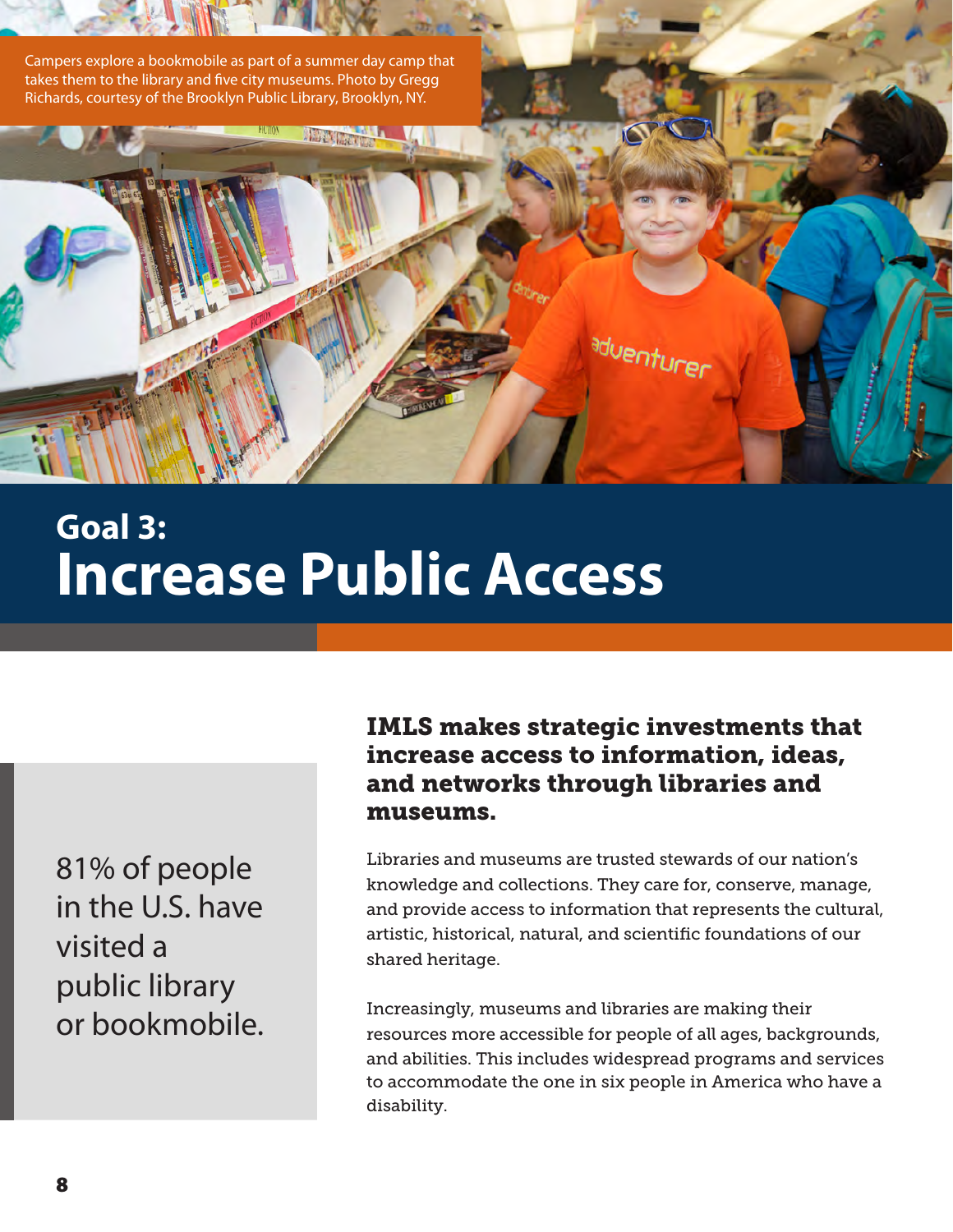Campers explore a bookmobile as part of a summer day camp that takes them to the library and five city museums. Photo by Gregg Richards, courtesy of the Brooklyn Public Library, Brooklyn, NY.

# Goal 3: Increase Public Access

81% of people in the U.S. have visited a public library or bookmobile.

## IMLS makes strategic investments that increase access to information, ideas, and networks through libraries and museums.

Libraries and museums are trusted stewards of our nation's knowledge and collections. They care for, conserve, manage, and provide access to information that represents the cultural, artistic, historical, natural, and scientific foundations of our shared heritage.

Increasingly, museums and libraries are making their resources more accessible for people of all ages, backgrounds, and abilities. This includes widespread programs and services to accommodate the one in six people in America who have a disability.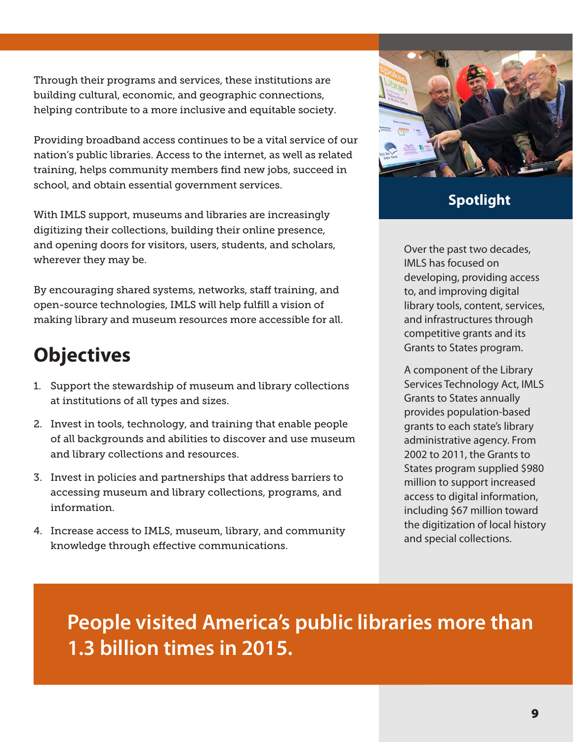Through their programs and services, these institutions are building cultural, economic, and geographic connections, helping contribute to a more inclusive and equitable society.

Providing broadband access continues to be a vital service of our nation's public libraries. Access to the internet, as well as related training, helps community members find new jobs, succeed in school, and obtain essential government services.

With IMLS support, museums and libraries are increasingly digitizing their collections, building their online presence, and opening doors for visitors, users, students, and scholars, wherever they may be.

By encouraging shared systems, networks, staff training, and open-source technologies, IMLS will help fulfill a vision of making library and museum resources more accessible for all.

## Objectives

1. Support the stewardship of museum and library collections at institutions of all types and sizes.
2. Invest in tools, technology, and training that enable people of all backgrounds and abilities to discover and use museum and library collections and resources.
3. Invest in policies and partnerships that address barriers to accessing museum and library collections, programs, and information.
4. Increase access to IMLS, museum, library, and community knowledge through effective communications.

### Spotlight

Over the past two decades, IMLS has focused on developing, providing access to, and improving digital library tools, content, services, and infrastructures through competitive grants and its Grants to States program.

A component of the Library Services Technology Act, IMLS Grants to States annually provides population-based grants to each state's library administrative agency. From 2002 to 2011, the Grants to States program supplied $980 million to support increased access to digital information, including $67 million toward the digitization of local history and special collections.

**People visited America's public libraries more than 1.3 billion times in 2015.**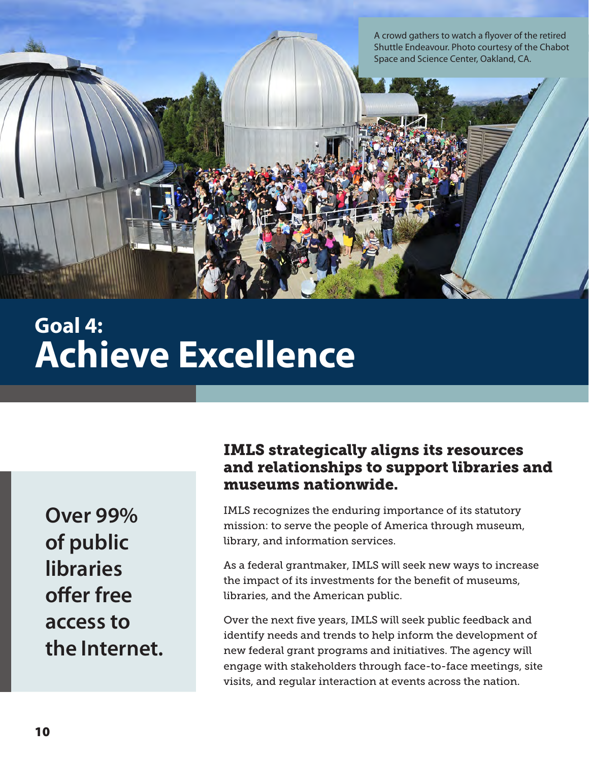A crowd gathers to watch a flyover of the retired Shuttle Endeavour. Photo courtesy of the Chabot Space and Science Center, Oakland, CA.

# Goal 4: Achieve Excellence

**Over 99% of public libraries offer free access to the Internet.**

## IMLS strategically aligns its resources and relationships to support libraries and museums nationwide.

IMLS recognizes the enduring importance of its statutory mission: to serve the people of America through museum, library, and information services.

As a federal grantmaker, IMLS will seek new ways to increase the impact of its investments for the benefit of museums, libraries, and the American public.

Over the next five years, IMLS will seek public feedback and identify needs and trends to help inform the development of new federal grant programs and initiatives. The agency will engage with stakeholders through face-to-face meetings, site visits, and regular interaction at events across the nation.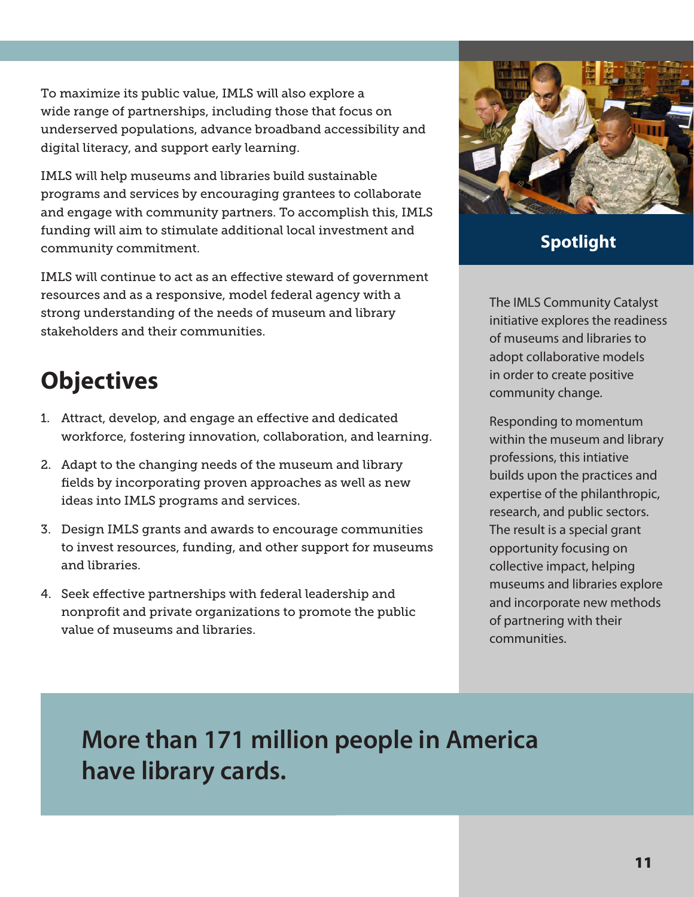To maximize its public value, IMLS will also explore a wide range of partnerships, including those that focus on underserved populations, advance broadband accessibility and digital literacy, and support early learning.

IMLS will help museums and libraries build sustainable programs and services by encouraging grantees to collaborate and engage with community partners. To accomplish this, IMLS funding will aim to stimulate additional local investment and community commitment.

IMLS will continue to act as an effective steward of government resources and as a responsive, model federal agency with a strong understanding of the needs of museum and library stakeholders and their communities.

## Objectives

1. Attract, develop, and engage an effective and dedicated workforce, fostering innovation, collaboration, and learning.
2. Adapt to the changing needs of the museum and library fields by incorporating proven approaches as well as new ideas into IMLS programs and services.
3. Design IMLS grants and awards to encourage communities to invest resources, funding, and other support for museums and libraries.
4. Seek effective partnerships with federal leadership and nonprofit and private organizations to promote the public value of museums and libraries.

### Spotlight

The IMLS Community Catalyst initiative explores the readiness of museums and libraries to adopt collaborative models in order to create positive community change.

Responding to momentum within the museum and library professions, this intiative builds upon the practices and expertise of the philanthropic, research, and public sectors. The result is a special grant opportunity focusing on collective impact, helping museums and libraries explore and incorporate new methods of partnering with their communities.

**More than 171 million people in America have library cards.**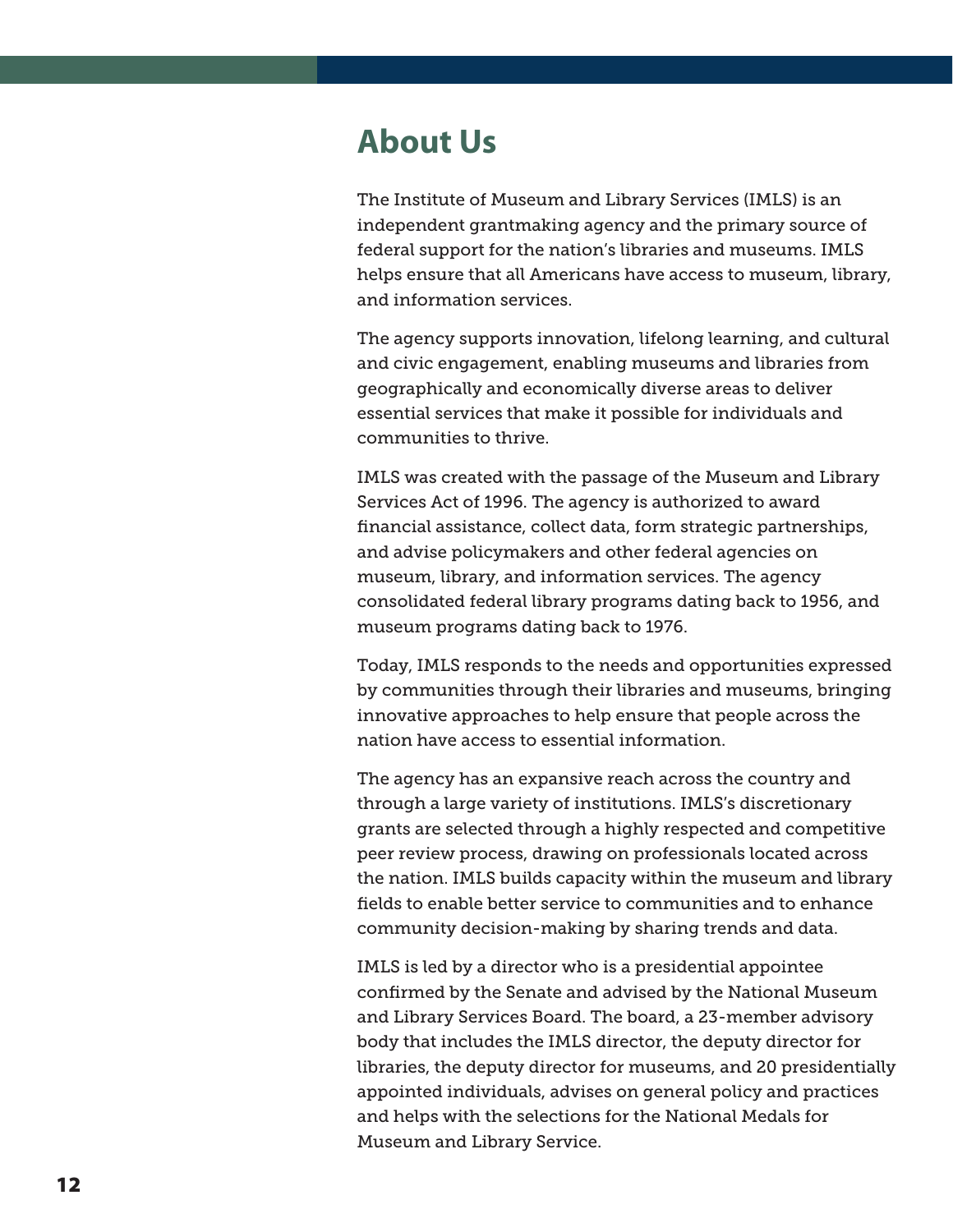## About Us

The Institute of Museum and Library Services (IMLS) is an independent grantmaking agency and the primary source of federal support for the nation's libraries and museums. IMLS helps ensure that all Americans have access to museum, library, and information services.

The agency supports innovation, lifelong learning, and cultural and civic engagement, enabling museums and libraries from geographically and economically diverse areas to deliver essential services that make it possible for individuals and communities to thrive.

IMLS was created with the passage of the Museum and Library Services Act of 1996. The agency is authorized to award financial assistance, collect data, form strategic partnerships, and advise policymakers and other federal agencies on museum, library, and information services. The agency consolidated federal library programs dating back to 1956, and museum programs dating back to 1976.

Today, IMLS responds to the needs and opportunities expressed by communities through their libraries and museums, bringing innovative approaches to help ensure that people across the nation have access to essential information.

The agency has an expansive reach across the country and through a large variety of institutions. IMLS's discretionary grants are selected through a highly respected and competitive peer review process, drawing on professionals located across the nation. IMLS builds capacity within the museum and library fields to enable better service to communities and to enhance community decision-making by sharing trends and data.

IMLS is led by a director who is a presidential appointee confirmed by the Senate and advised by the National Museum and Library Services Board. The board, a 23-member advisory body that includes the IMLS director, the deputy director for libraries, the deputy director for museums, and 20 presidentially appointed individuals, advises on general policy and practices and helps with the selections for the National Medals for Museum and Library Service.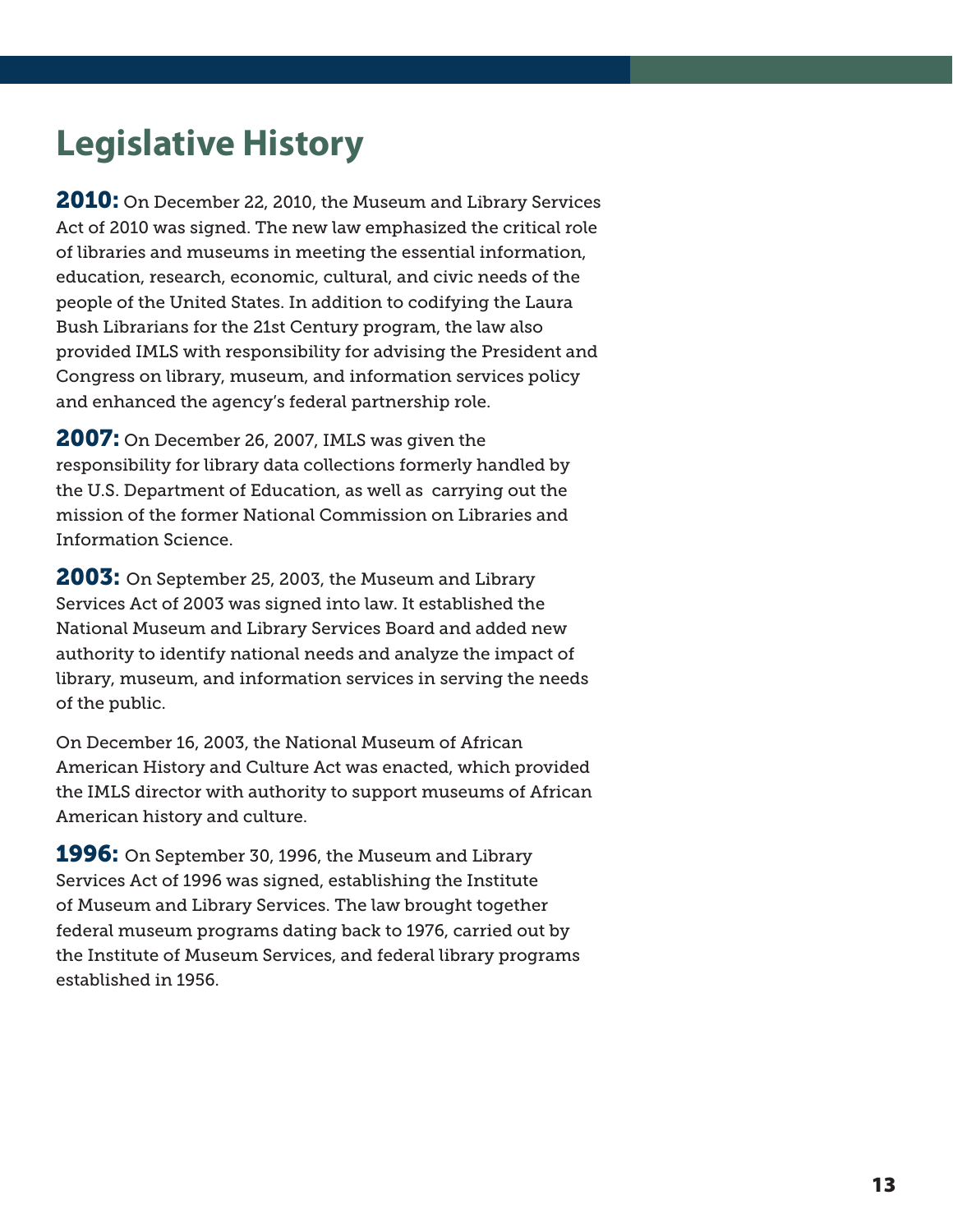# Legislative History

**2010:** On December 22, 2010, the Museum and Library Services Act of 2010 was signed. The new law emphasized the critical role of libraries and museums in meeting the essential information, education, research, economic, cultural, and civic needs of the people of the United States. In addition to codifying the Laura Bush Librarians for the 21st Century program, the law also provided IMLS with responsibility for advising the President and Congress on library, museum, and information services policy and enhanced the agency's federal partnership role.

**2007:** On December 26, 2007, IMLS was given the responsibility for library data collections formerly handled by the U.S. Department of Education, as well as carrying out the mission of the former National Commission on Libraries and Information Science.

**2003:** On September 25, 2003, the Museum and Library Services Act of 2003 was signed into law. It established the National Museum and Library Services Board and added new authority to identify national needs and analyze the impact of library, museum, and information services in serving the needs of the public.

On December 16, 2003, the National Museum of African American History and Culture Act was enacted, which provided the IMLS director with authority to support museums of African American history and culture.

**1996:** On September 30, 1996, the Museum and Library Services Act of 1996 was signed, establishing the Institute of Museum and Library Services. The law brought together federal museum programs dating back to 1976, carried out by the Institute of Museum Services, and federal library programs established in 1956.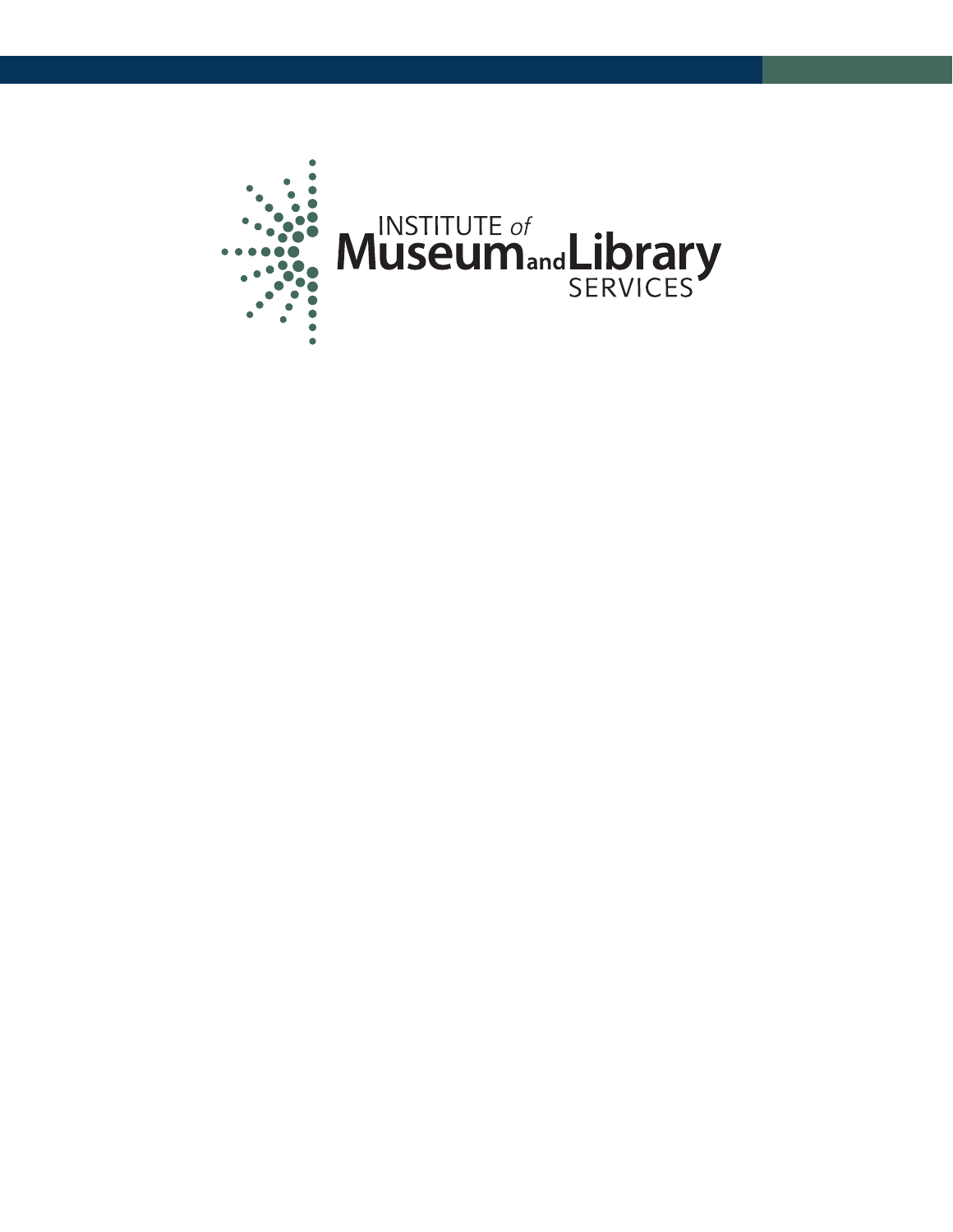INSTITUTE *of* Museum and Library SERVICES